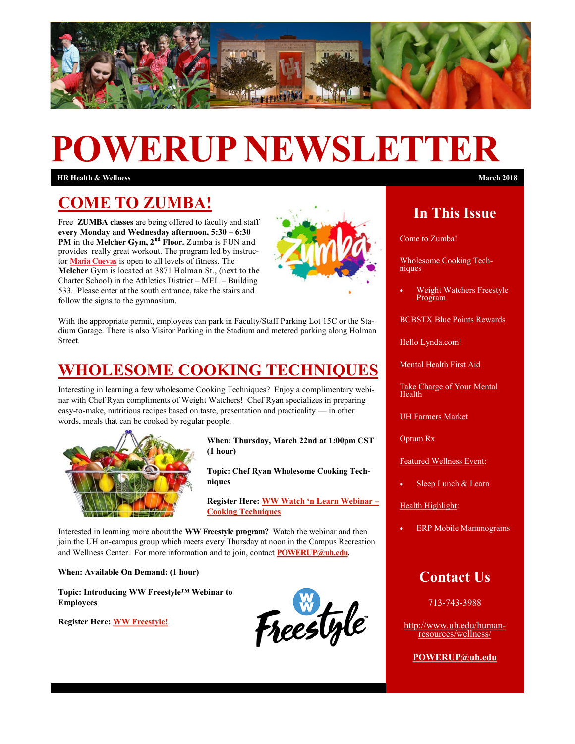# POWERUP NEWSLETTER

**HR Health & Wellness** — **March 2018**

## COME TO ZUMBA!

Free **ZUMBA classes** are being offered to faculty and staff **every Monday and Wednesday afternoon, 5:30 – 6:30 PM** in the **Melcher Gym, 2nd Floor.** Zumba is FUN and provides really great workout. The program led by instructor **Maria Cuevas** is open to all levels of fitness. The **Melcher** Gym is located at 3871 Holman St., (next to the Charter School) in the Athletics District – MEL – Building 533. Please enter at the south entrance, take the stairs and follow the signs to the gymnasium.

With the appropriate permit, employees can park in Faculty/Staff Parking Lot 15C or the Stadium Garage. There is also Visitor Parking in the Stadium and metered parking along Holman Street.

## WHOLESOME COOKING TECHNIQUES

Interesting in learning a few wholesome Cooking Techniques? Enjoy a complimentary webinar with Chef Ryan compliments of Weight Watchers! Chef Ryan specializes in preparing easy-to-make, nutritious recipes based on taste, presentation and practicality — in other words, meals that can be cooked by regular people.

**When: Thursday, March 22nd at 1:00pm CST (1 hour)**

**Topic: Chef Ryan Wholesome Cooking Techniques**

**Register Here: WW Watch 'n Learn Webinar – Cooking Techniques**

Interested in learning more about the **WW Freestyle program?** Watch the webinar and then join the UH on-campus group which meets every Thursday at noon in the Campus Recreation and Wellness Center. For more information and to join, contact **POWERUP@uh.edu.**

**When: Available On Demand: (1 hour)**

**Topic: Introducing WW Freestyle™ Webinar to Employees**

**Register Here: WW Freestyle!**

## In This Issue

Come to Zumba!

Wholesome Cooking Techniques

- Weight Watchers Freestyle Program

BCBSTX Blue Points Rewards

Hello Lynda.com!

Mental Health First Aid

Take Charge of Your Mental Health

UH Farmers Market

Optum Rx

Featured Wellness Event:

- Sleep Lunch & Learn

Health Highlight:

- ERP Mobile Mammograms

## Contact Us

713-743-3988

http://www.uh.edu/human-resources/wellness/

**POWERUP@uh.edu**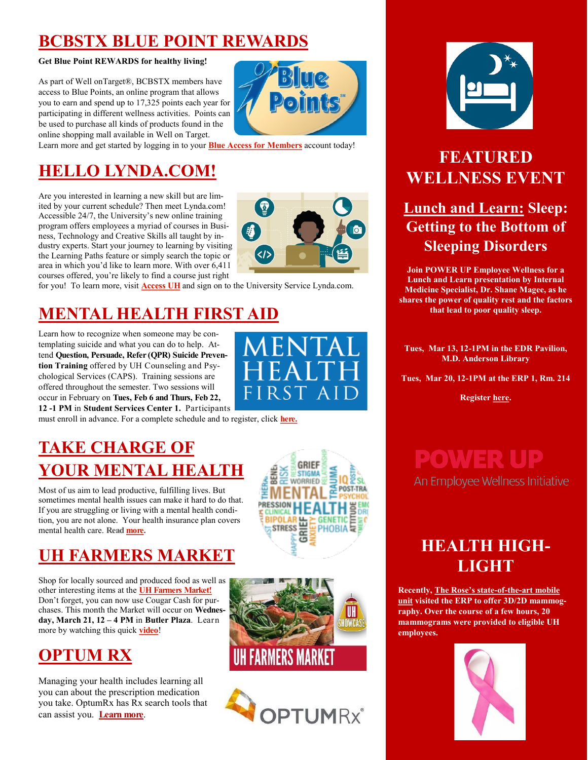# BCBSTX BLUE POINT REWARDS

**Get Blue Point REWARDS for healthy living!**

As part of Well onTarget®, BCBSTX members have access to Blue Points, an online program that allows you to earn and spend up to 17,325 points each year for participating in different wellness activities. Points can be used to purchase all kinds of products found in the online shopping mall available in Well on Target. Learn more and get started by logging in to your **Blue Access for Members** account today!

# HELLO LYNDA.COM!

Are you interested in learning a new skill but are limited by your current schedule? Then meet Lynda.com! Accessible 24/7, the University's new online training program offers employees a myriad of courses in Business, Technology and Creative Skills all taught by industry experts. Start your journey to learning by visiting the Learning Paths feature or simply search the topic or area in which you'd like to learn more. With over 6,411 courses offered, you're likely to find a course just right for you! To learn more, visit **Access UH** and sign on to the University Service Lynda.com.

# MENTAL HEALTH FIRST AID

Learn how to recognize when someone may be contemplating suicide and what you can do to help. Attend **Question, Persuade, Refer (QPR) Suicide Prevention Training** offered by UH Counseling and Psychological Services (CAPS). Training sessions are offered throughout the semester. Two sessions will occur in February on **Tues, Feb 6 and Thurs, Feb 22, 12 -1 PM** in **Student Services Center 1.** Participants must enroll in advance. For a complete schedule and to register, click **here.**

# TAKE CHARGE OF YOUR MENTAL HEALTH

Most of us aim to lead productive, fulfilling lives. But sometimes mental health issues can make it hard to do that. If you are struggling or living with a mental health condition, you are not alone. Your health insurance plan covers mental health care. **Read more.**

# UH FARMERS MARKET

Shop for locally sourced and produced food as well as other interesting items at the **UH Farmers Market!** Don't forget, you can now use Cougar Cash for purchases. This month the Market will occur on **Wednesday, March 21, 12 – 4 PM** in **Butler Plaza**. Learn more by watching this quick **video**!

# OPTUM RX

Managing your health includes learning all you can about the prescription medication you take. OptumRx has Rx search tools that can assist you. **Learn more**.

# FEATURED WELLNESS EVENT

## Lunch and Learn: Sleep: Getting to the Bottom of Sleeping Disorders

**Join POWER UP Employee Wellness for a Lunch and Learn presentation by Internal Medicine Specialist, Dr. Shane Magee, as he shares the power of quality rest and the factors that lead to poor quality sleep.**

**Tues, Mar 13, 12-1PM in the EDR Pavilion, M.D. Anderson Library**

**Tues, Mar 20, 12-1PM at the ERP 1, Rm. 214**

**Register here.**

POWER UP
An Employee Wellness Initiative

# HEALTH HIGHLIGHT

**Recently, The Rose's state-of-the-art mobile unit visited the ERP to offer 3D/2D mammography. Over the course of a few hours, 20 mammograms were provided to eligible UH employees.**